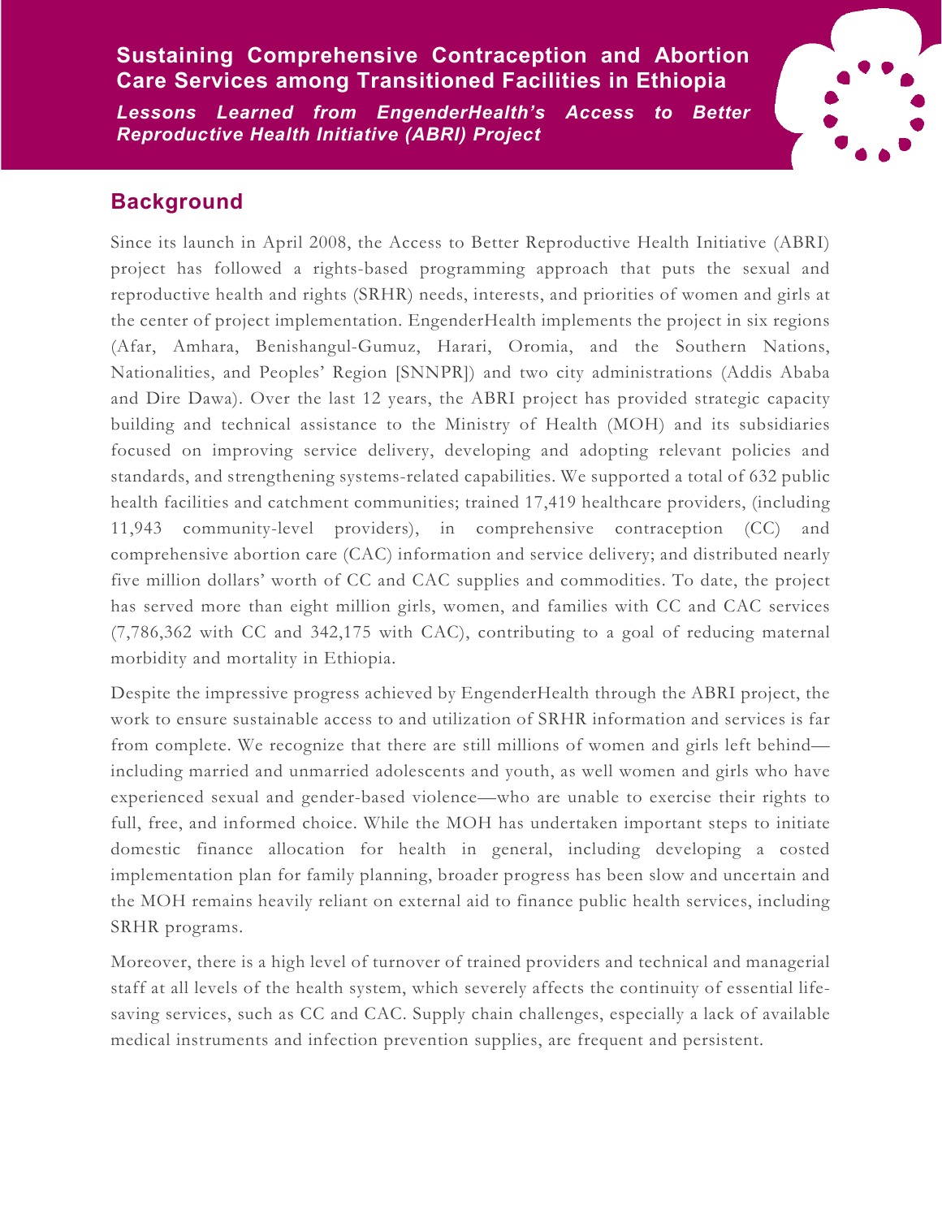# Sustaining Comprehensive Contraception and Abortion Care Services among Transitioned Facilities in Ethiopia

***Lessons Learned from EngenderHealth's Access to Better Reproductive Health Initiative (ABRI) Project***

## Background

Since its launch in April 2008, the Access to Better Reproductive Health Initiative (ABRI) project has followed a rights-based programming approach that puts the sexual and reproductive health and rights (SRHR) needs, interests, and priorities of women and girls at the center of project implementation. EngenderHealth implements the project in six regions (Afar, Amhara, Benishangul-Gumuz, Harari, Oromia, and the Southern Nations, Nationalities, and Peoples' Region [SNNPR]) and two city administrations (Addis Ababa and Dire Dawa). Over the last 12 years, the ABRI project has provided strategic capacity building and technical assistance to the Ministry of Health (MOH) and its subsidiaries focused on improving service delivery, developing and adopting relevant policies and standards, and strengthening systems-related capabilities. We supported a total of 632 public health facilities and catchment communities; trained 17,419 healthcare providers, (including 11,943 community-level providers), in comprehensive contraception (CC) and comprehensive abortion care (CAC) information and service delivery; and distributed nearly five million dollars' worth of CC and CAC supplies and commodities. To date, the project has served more than eight million girls, women, and families with CC and CAC services (7,786,362 with CC and 342,175 with CAC), contributing to a goal of reducing maternal morbidity and mortality in Ethiopia.

Despite the impressive progress achieved by EngenderHealth through the ABRI project, the work to ensure sustainable access to and utilization of SRHR information and services is far from complete. We recognize that there are still millions of women and girls left behind—including married and unmarried adolescents and youth, as well women and girls who have experienced sexual and gender-based violence—who are unable to exercise their rights to full, free, and informed choice. While the MOH has undertaken important steps to initiate domestic finance allocation for health in general, including developing a costed implementation plan for family planning, broader progress has been slow and uncertain and the MOH remains heavily reliant on external aid to finance public health services, including SRHR programs.

Moreover, there is a high level of turnover of trained providers and technical and managerial staff at all levels of the health system, which severely affects the continuity of essential life-saving services, such as CC and CAC. Supply chain challenges, especially a lack of available medical instruments and infection prevention supplies, are frequent and persistent.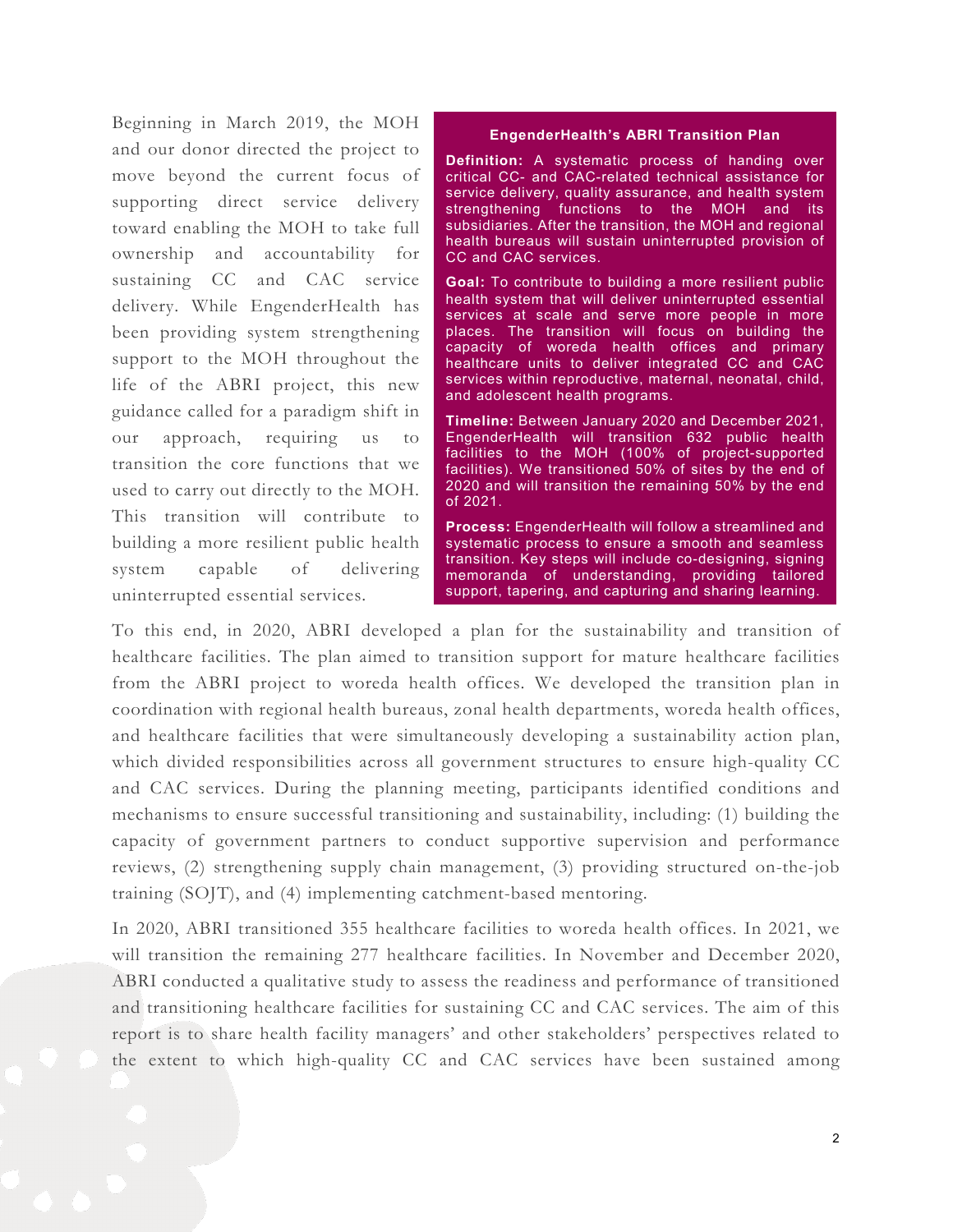Beginning in March 2019, the MOH and our donor directed the project to move beyond the current focus of supporting direct service delivery toward enabling the MOH to take full ownership and accountability for sustaining CC and CAC service delivery. While EngenderHealth has been providing system strengthening support to the MOH throughout the life of the ABRI project, this new guidance called for a paradigm shift in our approach, requiring us to transition the core functions that we used to carry out directly to the MOH. This transition will contribute to building a more resilient public health system capable of delivering uninterrupted essential services.

> **EngenderHealth's ABRI Transition Plan**
>
> **Definition:** A systematic process of handing over critical CC- and CAC-related technical assistance for service delivery, quality assurance, and health system strengthening functions to the MOH and its subsidiaries. After the transition, the MOH and regional health bureaus will sustain uninterrupted provision of CC and CAC services.
>
> **Goal:** To contribute to building a more resilient public health system that will deliver uninterrupted essential services at scale and serve more people in more places. The transition will focus on building the capacity of woreda health offices and primary healthcare units to deliver integrated CC and CAC services within reproductive, maternal, neonatal, child, and adolescent health programs.
>
> **Timeline:** Between January 2020 and December 2021, EngenderHealth will transition 632 public health facilities to the MOH (100% of project-supported facilities). We transitioned 50% of sites by the end of 2020 and will transition the remaining 50% by the end of 2021.
>
> **Process:** EngenderHealth will follow a streamlined and systematic process to ensure a smooth and seamless transition. Key steps will include co-designing, signing memoranda of understanding, providing tailored support, tapering, and capturing and sharing learning.

To this end, in 2020, ABRI developed a plan for the sustainability and transition of healthcare facilities. The plan aimed to transition support for mature healthcare facilities from the ABRI project to woreda health offices. We developed the transition plan in coordination with regional health bureaus, zonal health departments, woreda health offices, and healthcare facilities that were simultaneously developing a sustainability action plan, which divided responsibilities across all government structures to ensure high-quality CC and CAC services. During the planning meeting, participants identified conditions and mechanisms to ensure successful transitioning and sustainability, including: (1) building the capacity of government partners to conduct supportive supervision and performance reviews, (2) strengthening supply chain management, (3) providing structured on-the-job training (SOJT), and (4) implementing catchment-based mentoring.

In 2020, ABRI transitioned 355 healthcare facilities to woreda health offices. In 2021, we will transition the remaining 277 healthcare facilities. In November and December 2020, ABRI conducted a qualitative study to assess the readiness and performance of transitioned and transitioning healthcare facilities for sustaining CC and CAC services. The aim of this report is to share health facility managers' and other stakeholders' perspectives related to the extent to which high-quality CC and CAC services have been sustained among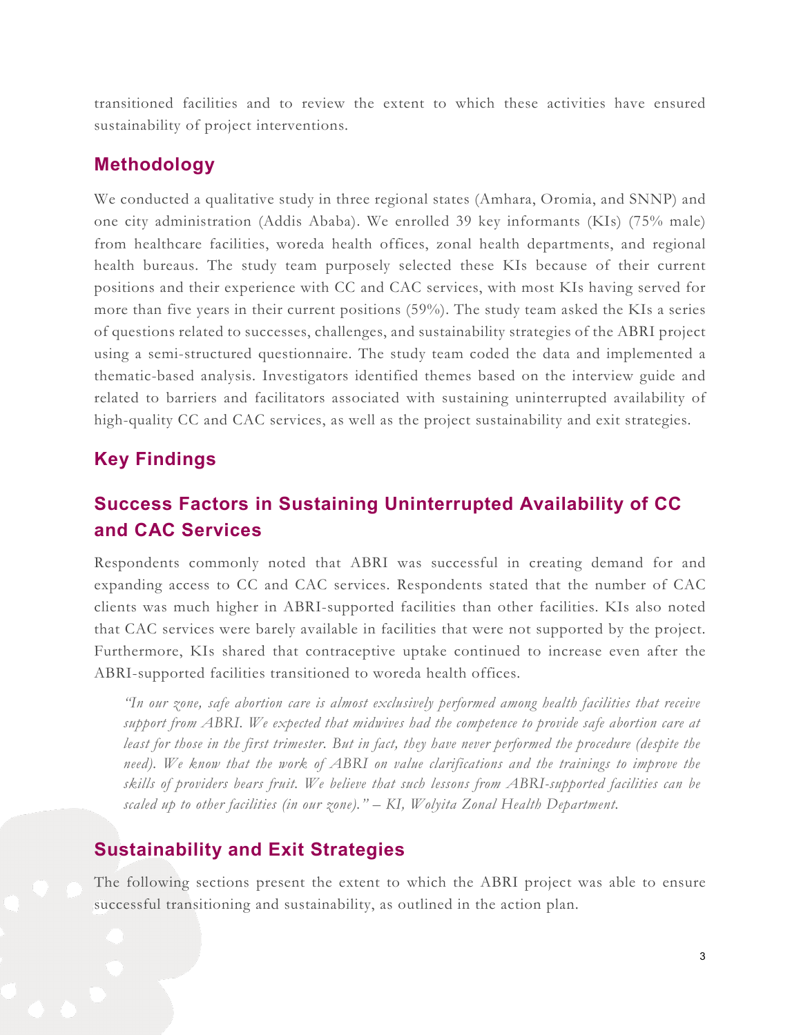transitioned facilities and to review the extent to which these activities have ensured sustainability of project interventions.

## Methodology

We conducted a qualitative study in three regional states (Amhara, Oromia, and SNNP) and one city administration (Addis Ababa). We enrolled 39 key informants (KIs) (75% male) from healthcare facilities, woreda health offices, zonal health departments, and regional health bureaus. The study team purposely selected these KIs because of their current positions and their experience with CC and CAC services, with most KIs having served for more than five years in their current positions (59%). The study team asked the KIs a series of questions related to successes, challenges, and sustainability strategies of the ABRI project using a semi-structured questionnaire. The study team coded the data and implemented a thematic-based analysis. Investigators identified themes based on the interview guide and related to barriers and facilitators associated with sustaining uninterrupted availability of high-quality CC and CAC services, as well as the project sustainability and exit strategies.

## Key Findings

## Success Factors in Sustaining Uninterrupted Availability of CC and CAC Services

Respondents commonly noted that ABRI was successful in creating demand for and expanding access to CC and CAC services. Respondents stated that the number of CAC clients was much higher in ABRI-supported facilities than other facilities. KIs also noted that CAC services were barely available in facilities that were not supported by the project. Furthermore, KIs shared that contraceptive uptake continued to increase even after the ABRI-supported facilities transitioned to woreda health offices.

> *"In our zone, safe abortion care is almost exclusively performed among health facilities that receive support from ABRI. We expected that midwives had the competence to provide safe abortion care at least for those in the first trimester. But in fact, they have never performed the procedure (despite the need). We know that the work of ABRI on value clarifications and the trainings to improve the skills of providers bears fruit. We believe that such lessons from ABRI-supported facilities can be scaled up to other facilities (in our zone)." – KI, Wolyita Zonal Health Department.*

## Sustainability and Exit Strategies

The following sections present the extent to which the ABRI project was able to ensure successful transitioning and sustainability, as outlined in the action plan.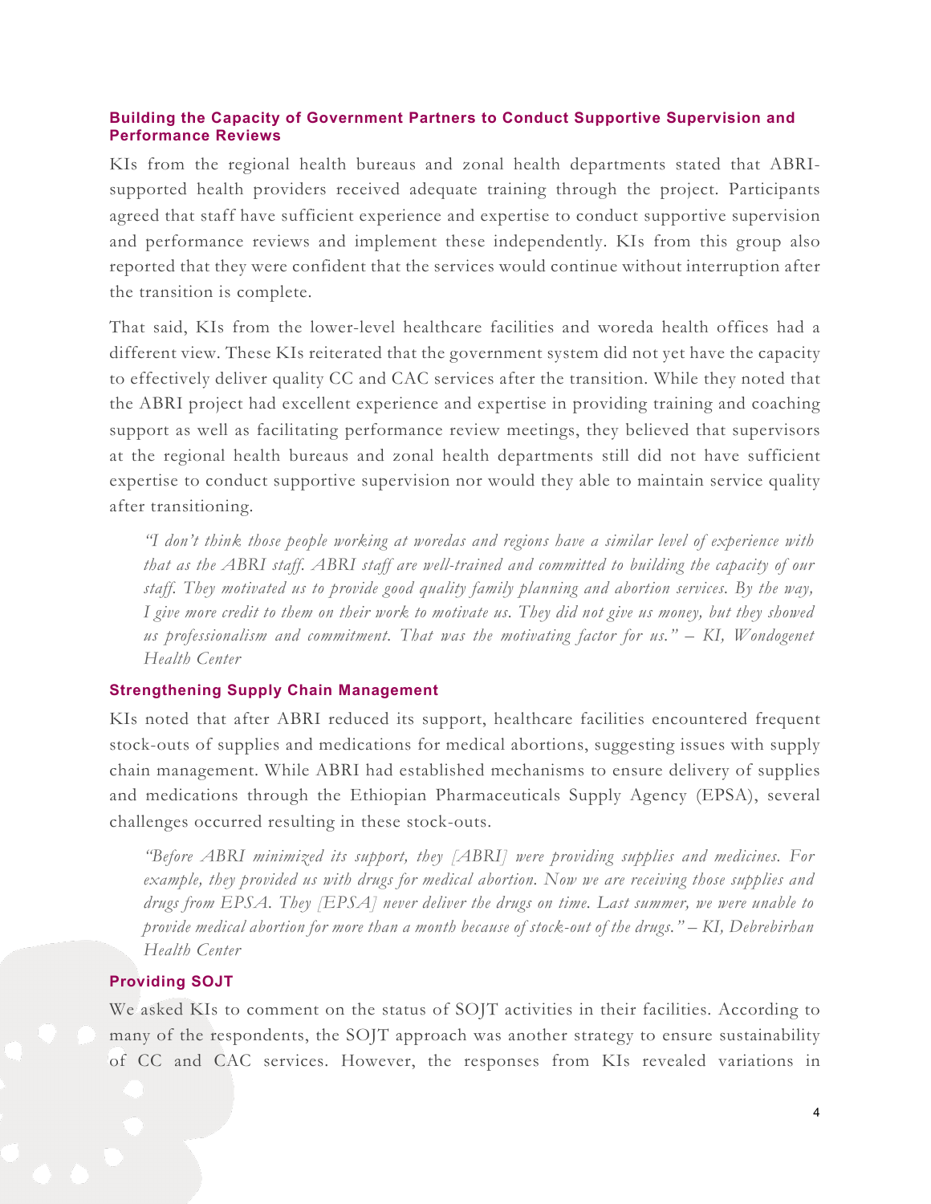### Building the Capacity of Government Partners to Conduct Supportive Supervision and Performance Reviews

KIs from the regional health bureaus and zonal health departments stated that ABRI-supported health providers received adequate training through the project. Participants agreed that staff have sufficient experience and expertise to conduct supportive supervision and performance reviews and implement these independently. KIs from this group also reported that they were confident that the services would continue without interruption after the transition is complete.

That said, KIs from the lower-level healthcare facilities and woreda health offices had a different view. These KIs reiterated that the government system did not yet have the capacity to effectively deliver quality CC and CAC services after the transition. While they noted that the ABRI project had excellent experience and expertise in providing training and coaching support as well as facilitating performance review meetings, they believed that supervisors at the regional health bureaus and zonal health departments still did not have sufficient expertise to conduct supportive supervision nor would they able to maintain service quality after transitioning.

> *"I don't think those people working at woredas and regions have a similar level of experience with that as the ABRI staff. ABRI staff are well-trained and committed to building the capacity of our staff. They motivated us to provide good quality family planning and abortion services. By the way, I give more credit to them on their work to motivate us. They did not give us money, but they showed us professionalism and commitment. That was the motivating factor for us." – KI, Wondogenet Health Center*

### Strengthening Supply Chain Management

KIs noted that after ABRI reduced its support, healthcare facilities encountered frequent stock-outs of supplies and medications for medical abortions, suggesting issues with supply chain management. While ABRI had established mechanisms to ensure delivery of supplies and medications through the Ethiopian Pharmaceuticals Supply Agency (EPSA), several challenges occurred resulting in these stock-outs.

> *"Before ABRI minimized its support, they [ABRI] were providing supplies and medicines. For example, they provided us with drugs for medical abortion. Now we are receiving those supplies and drugs from EPSA. They [EPSA] never deliver the drugs on time. Last summer, we were unable to provide medical abortion for more than a month because of stock-out of the drugs." – KI, Debrebirhan Health Center*

### Providing SOJT

We asked KIs to comment on the status of SOJT activities in their facilities. According to many of the respondents, the SOJT approach was another strategy to ensure sustainability of CC and CAC services. However, the responses from KIs revealed variations in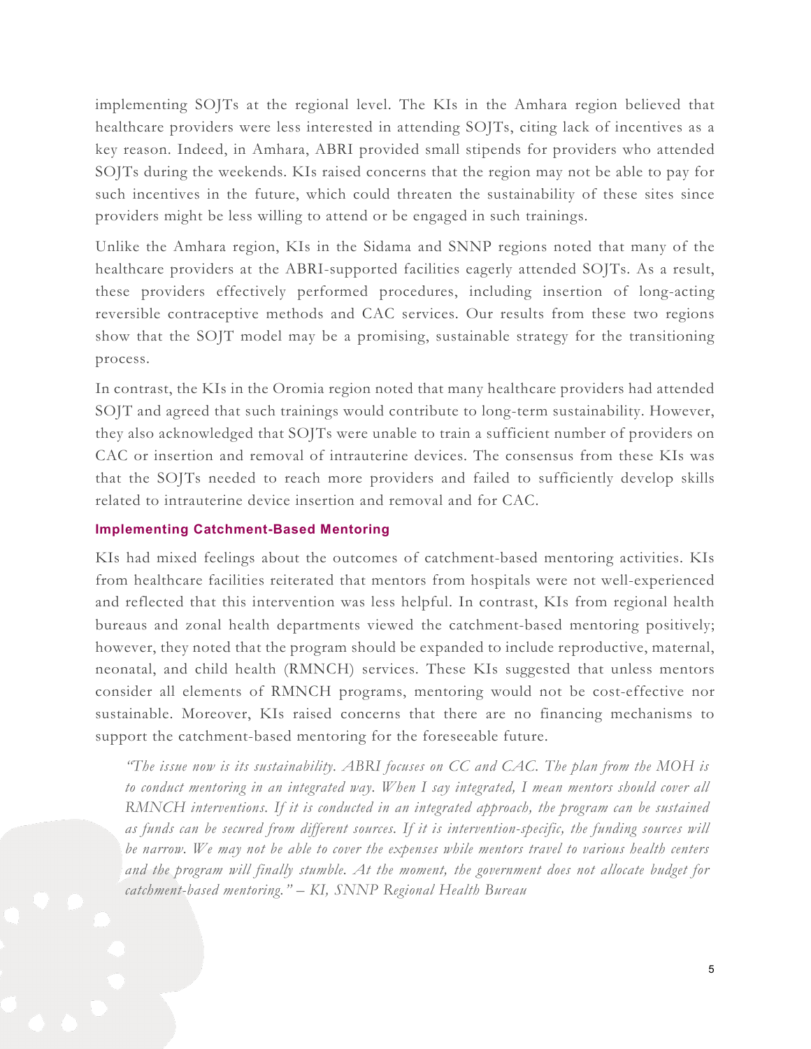implementing SOJTs at the regional level. The KIs in the Amhara region believed that healthcare providers were less interested in attending SOJTs, citing lack of incentives as a key reason. Indeed, in Amhara, ABRI provided small stipends for providers who attended SOJTs during the weekends. KIs raised concerns that the region may not be able to pay for such incentives in the future, which could threaten the sustainability of these sites since providers might be less willing to attend or be engaged in such trainings.

Unlike the Amhara region, KIs in the Sidama and SNNP regions noted that many of the healthcare providers at the ABRI-supported facilities eagerly attended SOJTs. As a result, these providers effectively performed procedures, including insertion of long-acting reversible contraceptive methods and CAC services. Our results from these two regions show that the SOJT model may be a promising, sustainable strategy for the transitioning process.

In contrast, the KIs in the Oromia region noted that many healthcare providers had attended SOJT and agreed that such trainings would contribute to long-term sustainability. However, they also acknowledged that SOJTs were unable to train a sufficient number of providers on CAC or insertion and removal of intrauterine devices. The consensus from these KIs was that the SOJTs needed to reach more providers and failed to sufficiently develop skills related to intrauterine device insertion and removal and for CAC.

#### Implementing Catchment-Based Mentoring

KIs had mixed feelings about the outcomes of catchment-based mentoring activities. KIs from healthcare facilities reiterated that mentors from hospitals were not well-experienced and reflected that this intervention was less helpful. In contrast, KIs from regional health bureaus and zonal health departments viewed the catchment-based mentoring positively; however, they noted that the program should be expanded to include reproductive, maternal, neonatal, and child health (RMNCH) services. These KIs suggested that unless mentors consider all elements of RMNCH programs, mentoring would not be cost-effective nor sustainable. Moreover, KIs raised concerns that there are no financing mechanisms to support the catchment-based mentoring for the foreseeable future.

> *"The issue now is its sustainability. ABRI focuses on CC and CAC. The plan from the MOH is to conduct mentoring in an integrated way. When I say integrated, I mean mentors should cover all RMNCH interventions. If it is conducted in an integrated approach, the program can be sustained as funds can be secured from different sources. If it is intervention-specific, the funding sources will be narrow. We may not be able to cover the expenses while mentors travel to various health centers and the program will finally stumble. At the moment, the government does not allocate budget for catchment-based mentoring." – KI, SNNP Regional Health Bureau*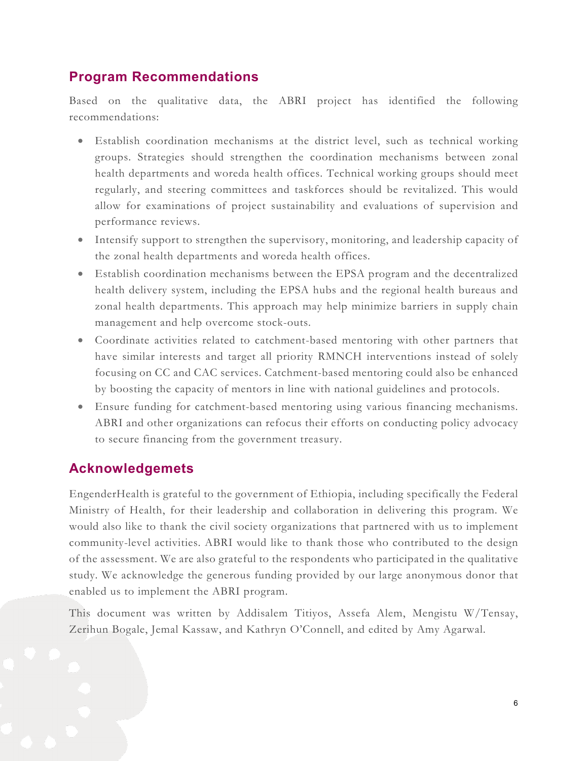## Program Recommendations

Based on the qualitative data, the ABRI project has identified the following recommendations:

- Establish coordination mechanisms at the district level, such as technical working groups. Strategies should strengthen the coordination mechanisms between zonal health departments and woreda health offices. Technical working groups should meet regularly, and steering committees and taskforces should be revitalized. This would allow for examinations of project sustainability and evaluations of supervision and performance reviews.
- Intensify support to strengthen the supervisory, monitoring, and leadership capacity of the zonal health departments and woreda health offices.
- Establish coordination mechanisms between the EPSA program and the decentralized health delivery system, including the EPSA hubs and the regional health bureaus and zonal health departments. This approach may help minimize barriers in supply chain management and help overcome stock-outs.
- Coordinate activities related to catchment-based mentoring with other partners that have similar interests and target all priority RMNCH interventions instead of solely focusing on CC and CAC services. Catchment-based mentoring could also be enhanced by boosting the capacity of mentors in line with national guidelines and protocols.
- Ensure funding for catchment-based mentoring using various financing mechanisms. ABRI and other organizations can refocus their efforts on conducting policy advocacy to secure financing from the government treasury.

## Acknowledgemets

EngenderHealth is grateful to the government of Ethiopia, including specifically the Federal Ministry of Health, for their leadership and collaboration in delivering this program. We would also like to thank the civil society organizations that partnered with us to implement community-level activities. ABRI would like to thank those who contributed to the design of the assessment. We are also grateful to the respondents who participated in the qualitative study. We acknowledge the generous funding provided by our large anonymous donor that enabled us to implement the ABRI program.

This document was written by Addisalem Titiyos, Assefa Alem, Mengistu W/Tensay, Zerihun Bogale, Jemal Kassaw, and Kathryn O'Connell, and edited by Amy Agarwal.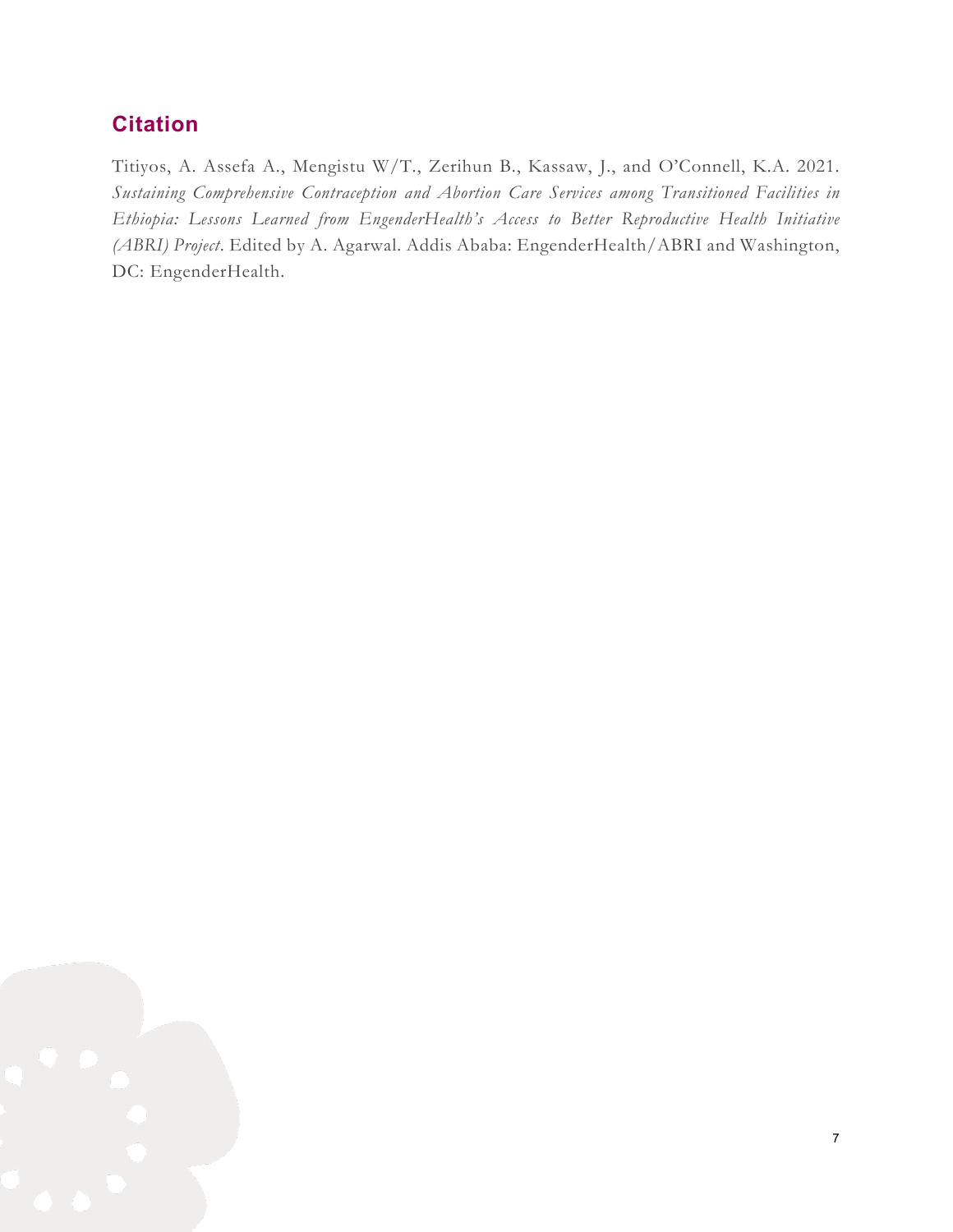## Citation

Titiyos, A. Assefa A., Mengistu W/T., Zerihun B., Kassaw, J., and O'Connell, K.A. 2021. *Sustaining Comprehensive Contraception and Abortion Care Services among Transitioned Facilities in Ethiopia: Lessons Learned from EngenderHealth's Access to Better Reproductive Health Initiative (ABRI) Project*. Edited by A. Agarwal. Addis Ababa: EngenderHealth/ABRI and Washington, DC: EngenderHealth.